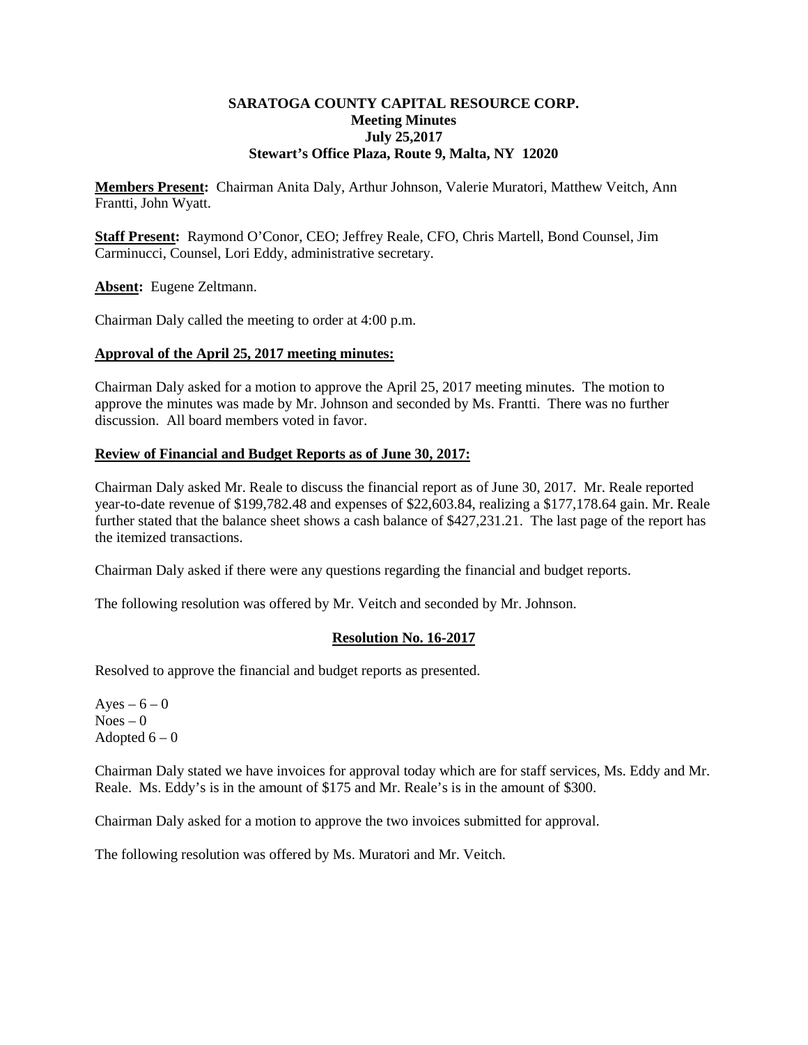# SARATOGA COUNTY CAPITAL RESOURCE CORP.
## Meeting Minutes
## July 25,2017
## Stewart's Office Plaza, Route 9, Malta, NY 12020

**Members Present:** Chairman Anita Daly, Arthur Johnson, Valerie Muratori, Matthew Veitch, Ann Frantti, John Wyatt.

**Staff Present:** Raymond O'Conor, CEO; Jeffrey Reale, CFO, Chris Martell, Bond Counsel, Jim Carminucci, Counsel, Lori Eddy, administrative secretary.

**Absent:** Eugene Zeltmann.

Chairman Daly called the meeting to order at 4:00 p.m.

**Approval of the April 25, 2017 meeting minutes:**

Chairman Daly asked for a motion to approve the April 25, 2017 meeting minutes. The motion to approve the minutes was made by Mr. Johnson and seconded by Ms. Frantti. There was no further discussion. All board members voted in favor.

**Review of Financial and Budget Reports as of June 30, 2017:**

Chairman Daly asked Mr. Reale to discuss the financial report as of June 30, 2017. Mr. Reale reported year-to-date revenue of $199,782.48 and expenses of $22,603.84, realizing a $177,178.64 gain. Mr. Reale further stated that the balance sheet shows a cash balance of $427,231.21. The last page of the report has the itemized transactions.

Chairman Daly asked if there were any questions regarding the financial and budget reports.

The following resolution was offered by Mr. Veitch and seconded by Mr. Johnson.

**Resolution No. 16-2017**

Resolved to approve the financial and budget reports as presented.

Ayes – 6 – 0
Noes – 0
Adopted 6 – 0

Chairman Daly stated we have invoices for approval today which are for staff services, Ms. Eddy and Mr. Reale. Ms. Eddy's is in the amount of $175 and Mr. Reale's is in the amount of $300.

Chairman Daly asked for a motion to approve the two invoices submitted for approval.

The following resolution was offered by Ms. Muratori and Mr. Veitch.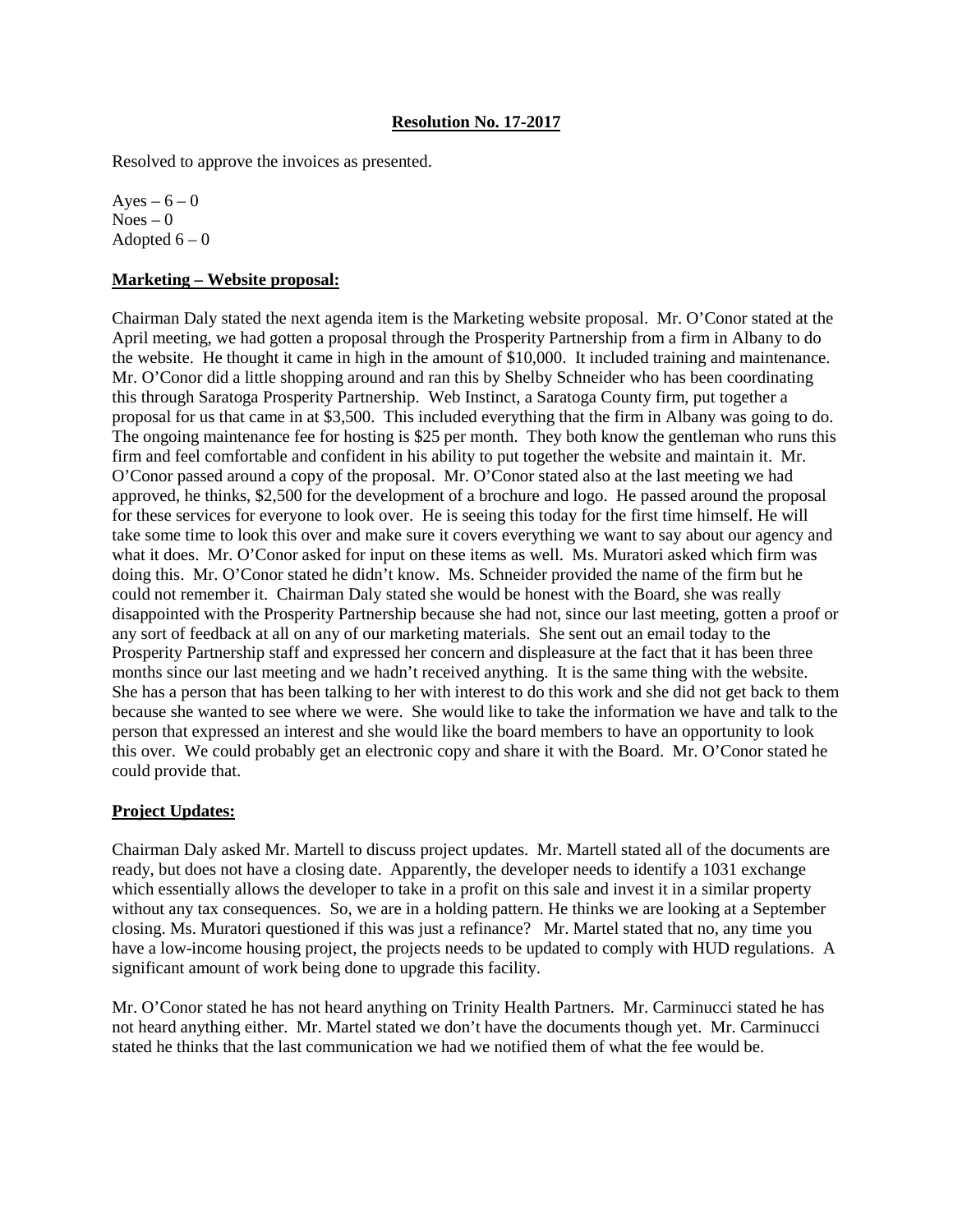**Resolution No. 17-2017**

Resolved to approve the invoices as presented.

Ayes – 6 – 0
Noes – 0
Adopted 6 – 0

**Marketing – Website proposal:**

Chairman Daly stated the next agenda item is the Marketing website proposal. Mr. O'Conor stated at the April meeting, we had gotten a proposal through the Prosperity Partnership from a firm in Albany to do the website. He thought it came in high in the amount of $10,000. It included training and maintenance. Mr. O'Conor did a little shopping around and ran this by Shelby Schneider who has been coordinating this through Saratoga Prosperity Partnership. Web Instinct, a Saratoga County firm, put together a proposal for us that came in at $3,500. This included everything that the firm in Albany was going to do. The ongoing maintenance fee for hosting is $25 per month. They both know the gentleman who runs this firm and feel comfortable and confident in his ability to put together the website and maintain it. Mr. O'Conor passed around a copy of the proposal. Mr. O'Conor stated also at the last meeting we had approved, he thinks, $2,500 for the development of a brochure and logo. He passed around the proposal for these services for everyone to look over. He is seeing this today for the first time himself. He will take some time to look this over and make sure it covers everything we want to say about our agency and what it does. Mr. O'Conor asked for input on these items as well. Ms. Muratori asked which firm was doing this. Mr. O'Conor stated he didn't know. Ms. Schneider provided the name of the firm but he could not remember it. Chairman Daly stated she would be honest with the Board, she was really disappointed with the Prosperity Partnership because she had not, since our last meeting, gotten a proof or any sort of feedback at all on any of our marketing materials. She sent out an email today to the Prosperity Partnership staff and expressed her concern and displeasure at the fact that it has been three months since our last meeting and we hadn't received anything. It is the same thing with the website. She has a person that has been talking to her with interest to do this work and she did not get back to them because she wanted to see where we were. She would like to take the information we have and talk to the person that expressed an interest and she would like the board members to have an opportunity to look this over. We could probably get an electronic copy and share it with the Board. Mr. O'Conor stated he could provide that.

**Project Updates:**

Chairman Daly asked Mr. Martell to discuss project updates. Mr. Martell stated all of the documents are ready, but does not have a closing date. Apparently, the developer needs to identify a 1031 exchange which essentially allows the developer to take in a profit on this sale and invest it in a similar property without any tax consequences. So, we are in a holding pattern. He thinks we are looking at a September closing. Ms. Muratori questioned if this was just a refinance? Mr. Martel stated that no, any time you have a low-income housing project, the projects needs to be updated to comply with HUD regulations. A significant amount of work being done to upgrade this facility.

Mr. O'Conor stated he has not heard anything on Trinity Health Partners. Mr. Carminucci stated he has not heard anything either. Mr. Martel stated we don't have the documents though yet. Mr. Carminucci stated he thinks that the last communication we had we notified them of what the fee would be.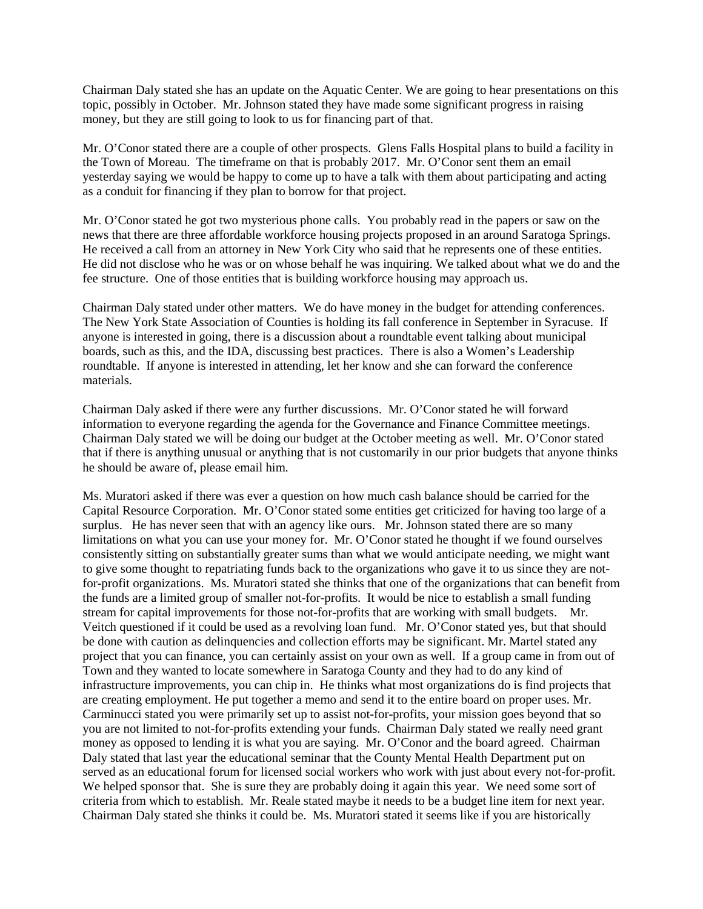Chairman Daly stated she has an update on the Aquatic Center. We are going to hear presentations on this topic, possibly in October. Mr. Johnson stated they have made some significant progress in raising money, but they are still going to look to us for financing part of that.

Mr. O'Conor stated there are a couple of other prospects. Glens Falls Hospital plans to build a facility in the Town of Moreau. The timeframe on that is probably 2017. Mr. O'Conor sent them an email yesterday saying we would be happy to come up to have a talk with them about participating and acting as a conduit for financing if they plan to borrow for that project.

Mr. O'Conor stated he got two mysterious phone calls. You probably read in the papers or saw on the news that there are three affordable workforce housing projects proposed in an around Saratoga Springs. He received a call from an attorney in New York City who said that he represents one of these entities. He did not disclose who he was or on whose behalf he was inquiring. We talked about what we do and the fee structure. One of those entities that is building workforce housing may approach us.

Chairman Daly stated under other matters. We do have money in the budget for attending conferences. The New York State Association of Counties is holding its fall conference in September in Syracuse. If anyone is interested in going, there is a discussion about a roundtable event talking about municipal boards, such as this, and the IDA, discussing best practices. There is also a Women's Leadership roundtable. If anyone is interested in attending, let her know and she can forward the conference materials.

Chairman Daly asked if there were any further discussions. Mr. O'Conor stated he will forward information to everyone regarding the agenda for the Governance and Finance Committee meetings. Chairman Daly stated we will be doing our budget at the October meeting as well. Mr. O'Conor stated that if there is anything unusual or anything that is not customarily in our prior budgets that anyone thinks he should be aware of, please email him.

Ms. Muratori asked if there was ever a question on how much cash balance should be carried for the Capital Resource Corporation. Mr. O'Conor stated some entities get criticized for having too large of a surplus. He has never seen that with an agency like ours. Mr. Johnson stated there are so many limitations on what you can use your money for. Mr. O'Conor stated he thought if we found ourselves consistently sitting on substantially greater sums than what we would anticipate needing, we might want to give some thought to repatriating funds back to the organizations who gave it to us since they are not-for-profit organizations. Ms. Muratori stated she thinks that one of the organizations that can benefit from the funds are a limited group of smaller not-for-profits. It would be nice to establish a small funding stream for capital improvements for those not-for-profits that are working with small budgets. Mr. Veitch questioned if it could be used as a revolving loan fund. Mr. O'Conor stated yes, but that should be done with caution as delinquencies and collection efforts may be significant. Mr. Martel stated any project that you can finance, you can certainly assist on your own as well. If a group came in from out of Town and they wanted to locate somewhere in Saratoga County and they had to do any kind of infrastructure improvements, you can chip in. He thinks what most organizations do is find projects that are creating employment. He put together a memo and send it to the entire board on proper uses. Mr. Carminucci stated you were primarily set up to assist not-for-profits, your mission goes beyond that so you are not limited to not-for-profits extending your funds. Chairman Daly stated we really need grant money as opposed to lending it is what you are saying. Mr. O'Conor and the board agreed. Chairman Daly stated that last year the educational seminar that the County Mental Health Department put on served as an educational forum for licensed social workers who work with just about every not-for-profit. We helped sponsor that. She is sure they are probably doing it again this year. We need some sort of criteria from which to establish. Mr. Reale stated maybe it needs to be a budget line item for next year. Chairman Daly stated she thinks it could be. Ms. Muratori stated it seems like if you are historically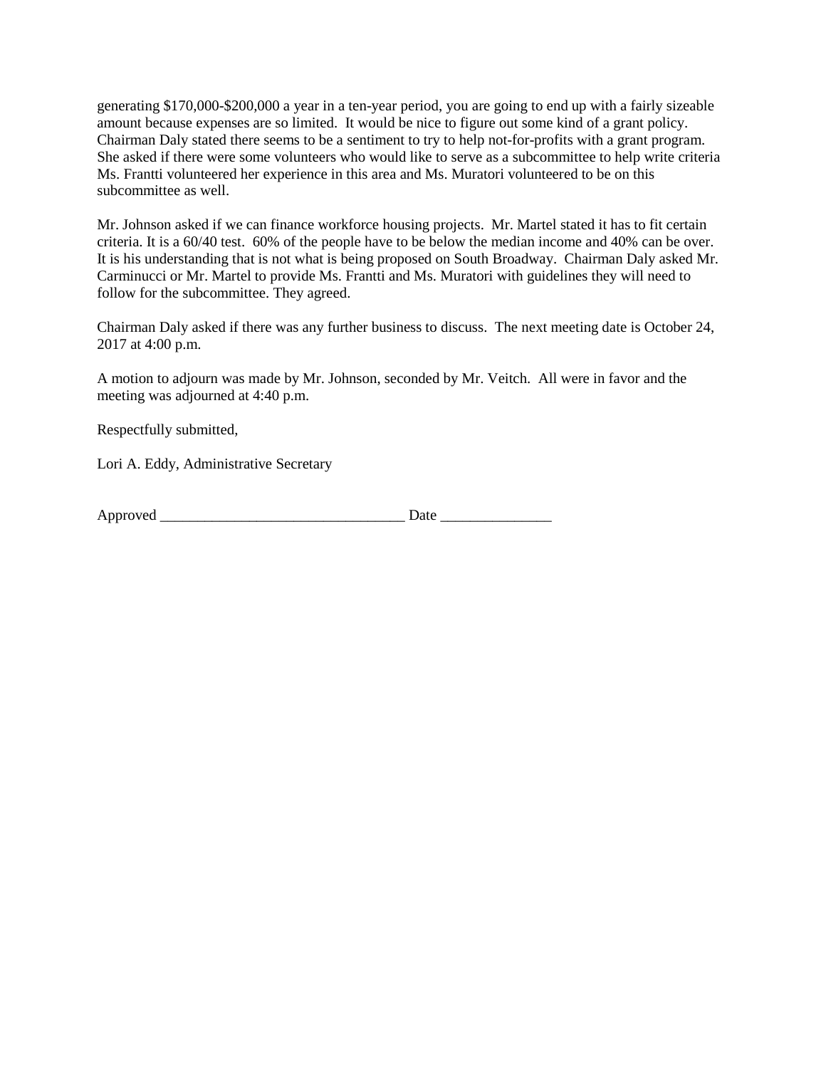generating \$170,000-\$200,000 a year in a ten-year period, you are going to end up with a fairly sizeable amount because expenses are so limited. It would be nice to figure out some kind of a grant policy. Chairman Daly stated there seems to be a sentiment to try to help not-for-profits with a grant program. She asked if there were some volunteers who would like to serve as a subcommittee to help write criteria Ms. Frantti volunteered her experience in this area and Ms. Muratori volunteered to be on this subcommittee as well.

Mr. Johnson asked if we can finance workforce housing projects. Mr. Martel stated it has to fit certain criteria. It is a 60/40 test. 60% of the people have to be below the median income and 40% can be over. It is his understanding that is not what is being proposed on South Broadway. Chairman Daly asked Mr. Carminucci or Mr. Martel to provide Ms. Frantti and Ms. Muratori with guidelines they will need to follow for the subcommittee. They agreed.

Chairman Daly asked if there was any further business to discuss. The next meeting date is October 24, 2017 at 4:00 p.m.

A motion to adjourn was made by Mr. Johnson, seconded by Mr. Veitch. All were in favor and the meeting was adjourned at 4:40 p.m.

Respectfully submitted,

Lori A. Eddy, Administrative Secretary

Approved _________________________________ Date _______________